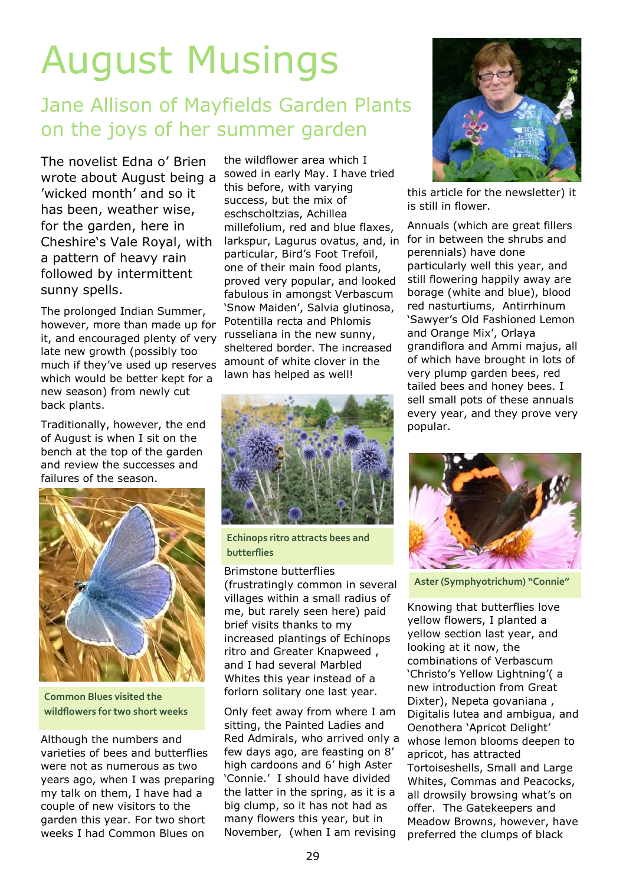# August Musings

## Jane Allison of Mayfields Garden Plants on the joys of her summer garden

The novelist Edna o' Brien wrote about August being a 'wicked month' and so it has been, weather wise, for the garden, here in Cheshire's Vale Royal, with a pattern of heavy rain followed by intermittent sunny spells.

The prolonged Indian Summer, however, more than made up for it, and encouraged plenty of very late new growth (possibly too much if they've used up reserves which would be better kept for a new season) from newly cut back plants.

Traditionally, however, the end of August is when I sit on the bench at the top of the garden and review the successes and failures of the season.

Common Blues visited the wildflowers for two short weeks

Although the numbers and varieties of bees and butterflies were not as numerous as two years ago, when I was preparing my talk on them, I have had a couple of new visitors to the garden this year. For two short weeks I had Common Blues on the wildflower area which I sowed in early May. I have tried this before, with varying success, but the mix of eschscholtzias, Achillea millefolium, red and blue flaxes, larkspur, Lagurus ovatus, and, in particular, Bird's Foot Trefoil, one of their main food plants, proved very popular, and looked fabulous in amongst Verbascum 'Snow Maiden', Salvia glutinosa, Potentilla recta and Phlomis russeliana in the new sunny, sheltered border. The increased amount of white clover in the lawn has helped as well!

Echinops ritro attracts bees and butterflies

Brimstone butterflies (frustratingly common in several villages within a small radius of me, but rarely seen here) paid brief visits thanks to my increased plantings of Echinops ritro and Greater Knapweed , and I had several Marbled Whites this year instead of a forlorn solitary one last year.

Only feet away from where I am sitting, the Painted Ladies and Red Admirals, who arrived only a few days ago, are feasting on 8' high cardoons and 6' high Aster 'Connie.' I should have divided the latter in the spring, as it is a big clump, so it has not had as many flowers this year, but in November, (when I am revising this article for the newsletter) it is still in flower.

Annuals (which are great fillers for in between the shrubs and perennials) have done particularly well this year, and still flowering happily away are borage (white and blue), blood red nasturtiums, Antirrhinum 'Sawyer's Old Fashioned Lemon and Orange Mix', Orlaya grandiflora and Ammi majus, all of which have brought in lots of very plump garden bees, red tailed bees and honey bees. I sell small pots of these annuals every year, and they prove very popular.

Aster (Symphyotrichum) "Connie"

Knowing that butterflies love yellow flowers, I planted a yellow section last year, and looking at it now, the combinations of Verbascum 'Christo's Yellow Lightning'( a new introduction from Great Dixter), Nepeta govaniana , Digitalis lutea and ambigua, and Oenothera 'Apricot Delight' whose lemon blooms deepen to apricot, has attracted Tortoiseshells, Small and Large Whites, Commas and Peacocks, all drowsily browsing what's on offer. The Gatekeepers and Meadow Browns, however, have preferred the clumps of black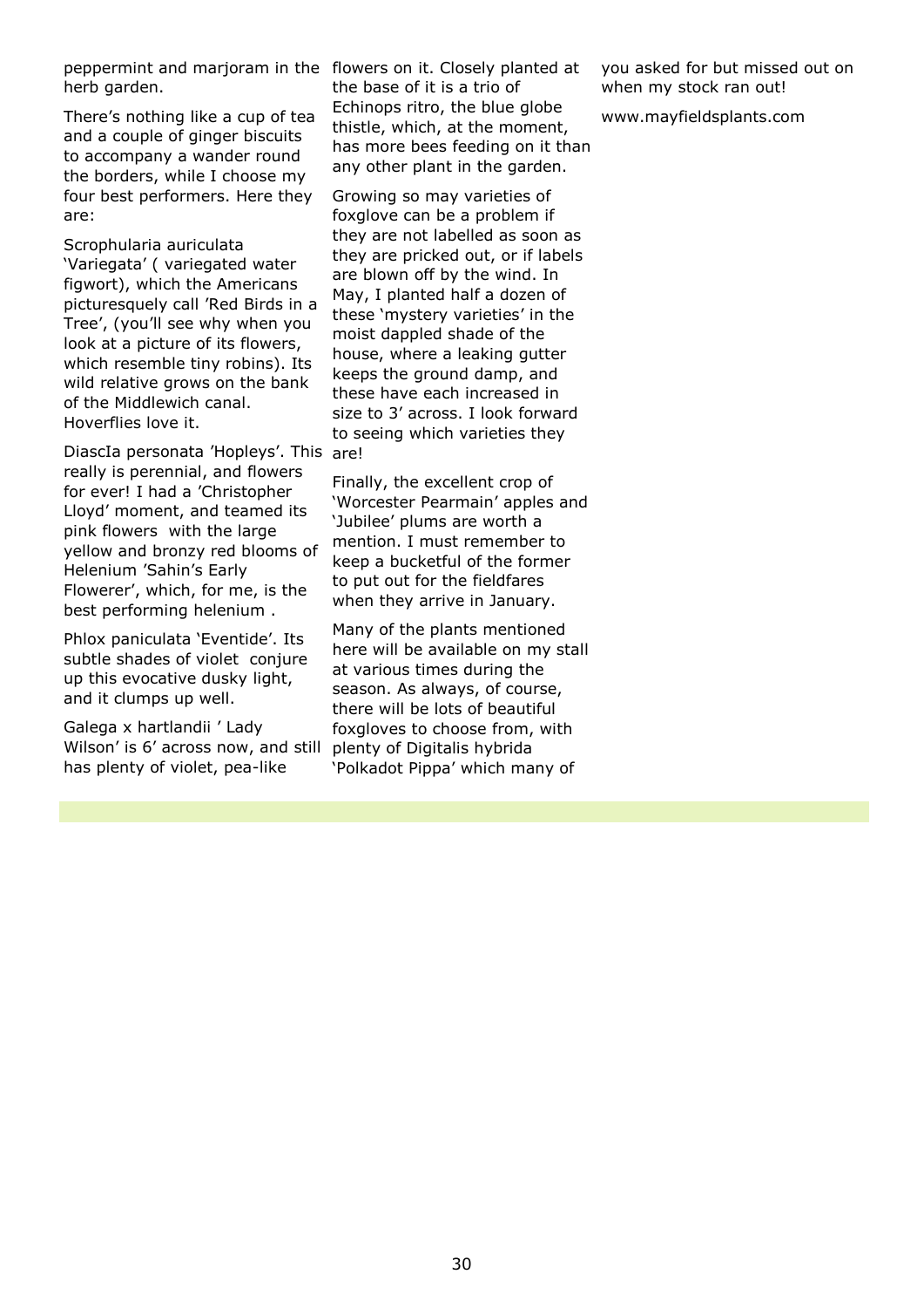peppermint and marjoram in the herb garden.

There's nothing like a cup of tea and a couple of ginger biscuits to accompany a wander round the borders, while I choose my four best performers. Here they are:

Scrophularia auriculata 'Variegata' ( variegated water figwort), which the Americans picturesquely call 'Red Birds in a Tree', (you'll see why when you look at a picture of its flowers, which resemble tiny robins). Its wild relative grows on the bank of the Middlewich canal. Hoverflies love it.

DiascIa personata 'Hopleys'. This really is perennial, and flowers for ever! I had a 'Christopher Lloyd' moment, and teamed its pink flowers with the large yellow and bronzy red blooms of Helenium 'Sahin's Early Flowerer', which, for me, is the best performing helenium .

Phlox paniculata 'Eventide'. Its subtle shades of violet conjure up this evocative dusky light, and it clumps up well.

Galega x hartlandii ' Lady Wilson' is 6' across now, and still has plenty of violet, pea-like flowers on it. Closely planted at the base of it is a trio of Echinops ritro, the blue globe thistle, which, at the moment, has more bees feeding on it than any other plant in the garden.

Growing so may varieties of foxglove can be a problem if they are not labelled as soon as they are pricked out, or if labels are blown off by the wind. In May, I planted half a dozen of these 'mystery varieties' in the moist dappled shade of the house, where a leaking gutter keeps the ground damp, and these have each increased in size to 3' across. I look forward to seeing which varieties they are!

Finally, the excellent crop of 'Worcester Pearmain' apples and 'Jubilee' plums are worth a mention. I must remember to keep a bucketful of the former to put out for the fieldfares when they arrive in January.

Many of the plants mentioned here will be available on my stall at various times during the season. As always, of course, there will be lots of beautiful foxgloves to choose from, with plenty of Digitalis hybrida 'Polkadot Pippa' which many of you asked for but missed out on when my stock ran out!

www.mayfieldsplants.com